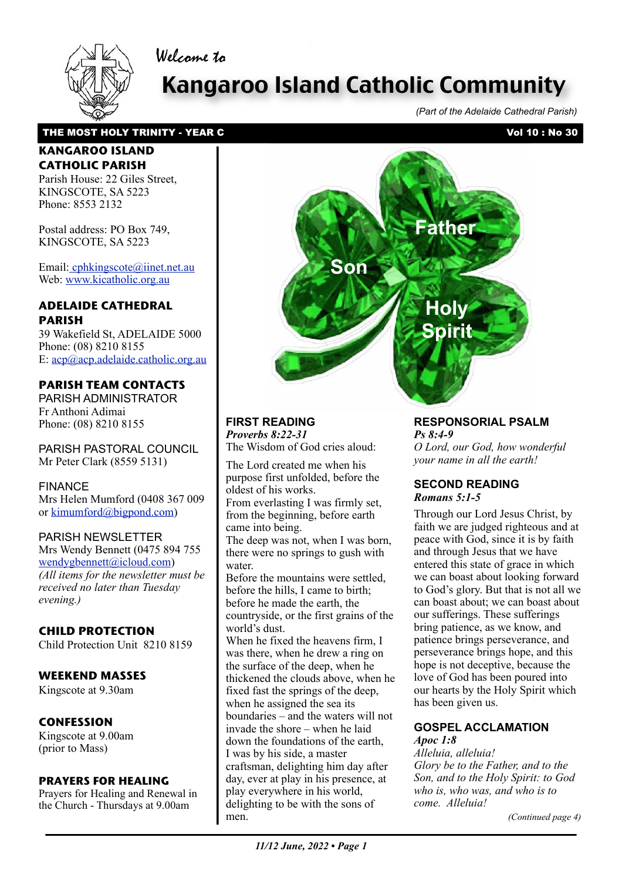Welcome to

# Kangaroo Island Catholic Community

*(Part of the Adelaide Cathedral Parish)*

**THE MOST HOLY TRINITY - YEAR C** **Vol 10 : No 30**

## KANGAROO ISLAND CATHOLIC PARISH

Parish House: 22 Giles Street, KINGSCOTE, SA 5223
Phone: 8553 2132

Postal address: PO Box 749, KINGSCOTE, SA 5223

Email: cphkingscote@iinet.net.au
Web: www.kicatholic.org.au

## ADELAIDE CATHEDRAL PARISH

39 Wakefield St, ADELAIDE 5000
Phone: (08) 8210 8155
E: acp@acp.adelaide.catholic.org.au

## PARISH TEAM CONTACTS

PARISH ADMINISTRATOR
Fr Anthoni Adimai
Phone: (08) 8210 8155

PARISH PASTORAL COUNCIL
Mr Peter Clark (8559 5131)

FINANCE
Mrs Helen Mumford (0408 367 009 or kimumford@bigpond.com)

PARISH NEWSLETTER
Mrs Wendy Bennett (0475 894 755 wendygbennett@icloud.com)
*(All items for the newsletter must be received no later than Tuesday evening.)*

## CHILD PROTECTION

Child Protection Unit 8210 8159

## WEEKEND MASSES

Kingscote at 9.30am

## CONFESSION

Kingscote at 9.00am
(prior to Mass)

## PRAYERS FOR HEALING

Prayers for Healing and Renewal in the Church - Thursdays at 9.00am

Father
Son
Holy Spirit

## FIRST READING

***Proverbs 8:22-31***

The Wisdom of God cries aloud:

The Lord created me when his purpose first unfolded, before the oldest of his works.
From everlasting I was firmly set, from the beginning, before earth came into being.
The deep was not, when I was born, there were no springs to gush with water.
Before the mountains were settled, before the hills, I came to birth; before he made the earth, the countryside, or the first grains of the world's dust.
When he fixed the heavens firm, I was there, when he drew a ring on the surface of the deep, when he thickened the clouds above, when he fixed fast the springs of the deep, when he assigned the sea its boundaries – and the waters will not invade the shore – when he laid down the foundations of the earth, I was by his side, a master craftsman, delighting him day after day, ever at play in his presence, at play everywhere in his world, delighting to be with the sons of men.

## RESPONSORIAL PSALM

***Ps 8:4-9***

*O Lord, our God, how wonderful your name in all the earth!*

## SECOND READING

***Romans 5:1-5***

Through our Lord Jesus Christ, by faith we are judged righteous and at peace with God, since it is by faith and through Jesus that we have entered this state of grace in which we can boast about looking forward to God's glory. But that is not all we can boast about; we can boast about our sufferings. These sufferings bring patience, as we know, and patience brings perseverance, and perseverance brings hope, and this hope is not deceptive, because the love of God has been poured into our hearts by the Holy Spirit which has been given us.

## GOSPEL ACCLAMATION

***Apoc 1:8***

*Alleluia, alleluia!*
*Glory be to the Father, and to the Son, and to the Holy Spirit: to God who is, who was, and who is to come. Alleluia!*

*(Continued page 4)*

*11/12 June, 2022*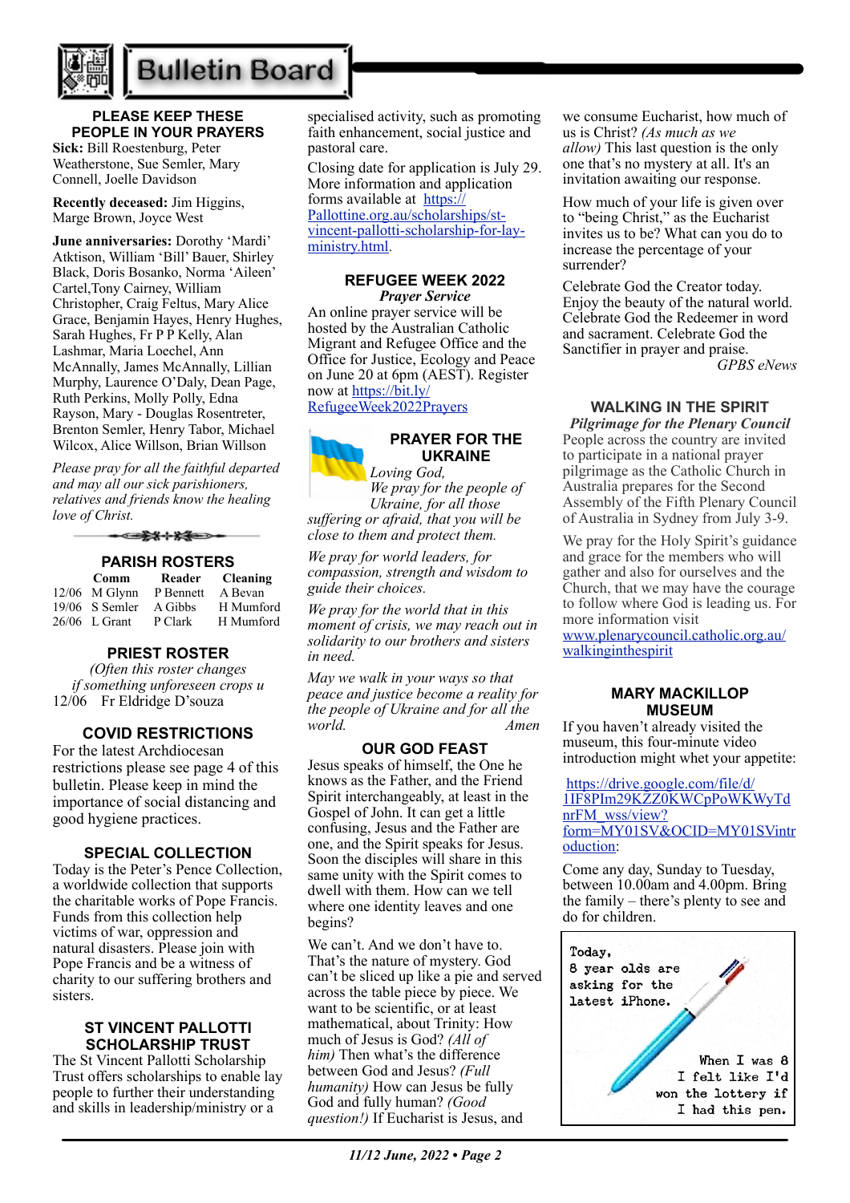# Bulletin Board

## PLEASE KEEP THESE PEOPLE IN YOUR PRAYERS

**Sick:** Bill Roestenburg, Peter Weatherstone, Sue Semler, Mary Connell, Joelle Davidson

**Recently deceased:** Jim Higgins, Marge Brown, Joyce West

**June anniversaries:** Dorothy 'Mardi' Atktison, William 'Bill' Bauer, Shirley Black, Doris Bosanko, Norma 'Aileen' Cartel,Tony Cairney, William Christopher, Craig Feltus, Mary Alice Grace, Benjamin Hayes, Henry Hughes, Sarah Hughes, Fr P P Kelly, Alan Lashmar, Maria Loechel, Ann McAnnally, James McAnnally, Lillian Murphy, Laurence O'Daly, Dean Page, Ruth Perkins, Molly Polly, Edna Rayson, Mary - Douglas Rosentreter, Brenton Semler, Henry Tabor, Michael Wilcox, Alice Willson, Brian Willson

*Please pray for all the faithful departed and may all our sick parishioners, relatives and friends know the healing love of Christ.*

## PARISH ROSTERS

| | Comm | Reader | Cleaning |
|---|---|---|---|
| 12/06 | M Glynn | P Bennett | A Bevan |
| 19/06 | S Semler | A Gibbs | H Mumford |
| 26/06 | L Grant | P Clark | H Mumford |

## PRIEST ROSTER

*(Often this roster changes if something unforeseen crops u*

12/06 Fr Eldridge D'souza

## COVID RESTRICTIONS

For the latest Archdiocesan restrictions please see page 4 of this bulletin. Please keep in mind the importance of social distancing and good hygiene practices.

## SPECIAL COLLECTION

Today is the Peter's Pence Collection, a worldwide collection that supports the charitable works of Pope Francis. Funds from this collection help victims of war, oppression and natural disasters. Please join with Pope Francis and be a witness of charity to our suffering brothers and sisters.

## ST VINCENT PALLOTTI SCHOLARSHIP TRUST

The St Vincent Pallotti Scholarship Trust offers scholarships to enable lay people to further their understanding and skills in leadership/ministry or a specialised activity, such as promoting faith enhancement, social justice and pastoral care.

Closing date for application is July 29. More information and application forms available at https://Pallottine.org.au/scholarships/st-vincent-pallotti-scholarship-for-lay-ministry.html.

## REFUGEE WEEK 2022

***Prayer Service***

An online prayer service will be hosted by the Australian Catholic Migrant and Refugee Office and the Office for Justice, Ecology and Peace on June 20 at 6pm (AEST). Register now at https://bit.ly/RefugeeWeek2022Prayers

## PRAYER FOR THE UKRAINE

*Loving God,*
*We pray for the people of Ukraine, for all those suffering or afraid, that you will be close to them and protect them.*

*We pray for world leaders, for compassion, strength and wisdom to guide their choices.*

*We pray for the world that in this moment of crisis, we may reach out in solidarity to our brothers and sisters in need.*

*May we walk in your ways so that peace and justice become a reality for the people of Ukraine and for all the world. Amen*

## OUR GOD FEAST

Jesus speaks of himself, the One he knows as the Father, and the Friend Spirit interchangeably, at least in the Gospel of John. It can get a little confusing, Jesus and the Father are one, and the Spirit speaks for Jesus. Soon the disciples will share in this same unity with the Spirit comes to dwell with them. How can we tell where one identity leaves and one begins?

We can't. And we don't have to. That's the nature of mystery. God can't be sliced up like a pie and served across the table piece by piece. We want to be scientific, or at least mathematical, about Trinity: How much of Jesus is God? *(All of him)* Then what's the difference between God and Jesus? *(Full humanity)* How can Jesus be fully God and fully human? *(Good question!)* If Eucharist is Jesus, and we consume Eucharist, how much of us is Christ? *(As much as we allow)* This last question is the only one that's no mystery at all. It's an invitation awaiting our response.

How much of your life is given over to "being Christ," as the Eucharist invites us to be? What can you do to increase the percentage of your surrender?

Celebrate God the Creator today. Enjoy the beauty of the natural world. Celebrate God the Redeemer in word and sacrament. Celebrate God the Sanctifier in prayer and praise.

*GPBS eNews*

## WALKING IN THE SPIRIT

***Pilgrimage for the Plenary Council***

People across the country are invited to participate in a national prayer pilgrimage as the Catholic Church in Australia prepares for the Second Assembly of the Fifth Plenary Council of Australia in Sydney from July 3-9.

We pray for the Holy Spirit's guidance and grace for the members who will gather and also for ourselves and the Church, that we may have the courage to follow where God is leading us. For more information visit www.plenarycouncil.catholic.org.au/walkinginthespirit

## MARY MACKILLOP MUSEUM

If you haven't already visited the museum, this four-minute video introduction might whet your appetite:

https://drive.google.com/file/d/1IF8PIm29KZZ0KWCpPoWKWyTdnrFM_wss/view?form=MY01SV&OCID=MY01SVintroduction:

Come any day, Sunday to Tuesday, between 10.00am and 4.00pm. Bring the family – there's plenty to see and do for children.

Today, 8 year olds are asking for the latest iPhone.

When I was 8 I felt like I'd won the lottery if I had this pen.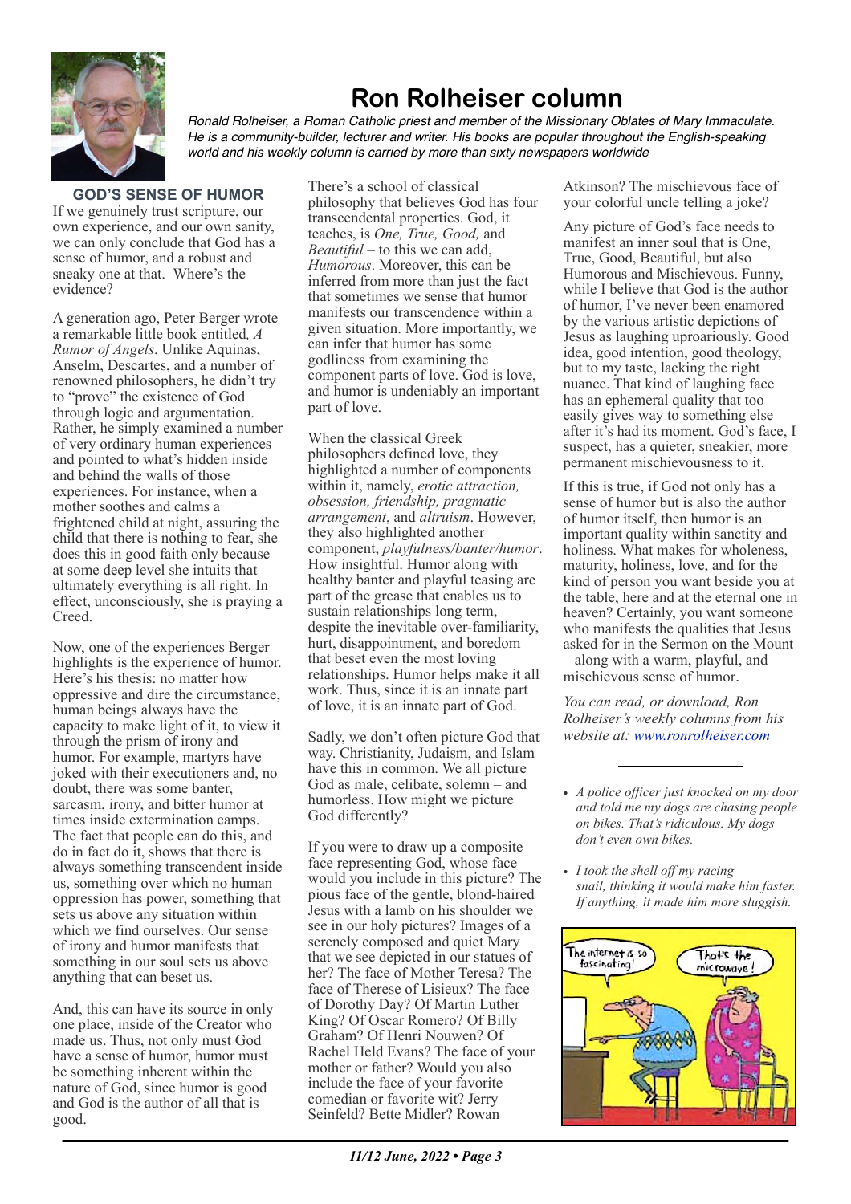# Ron Rolheiser column

*Ronald Rolheiser, a Roman Catholic priest and member of the Missionary Oblates of Mary Immaculate. He is a community-builder, lecturer and writer. His books are popular throughout the English-speaking world and his weekly column is carried by more than sixty newspapers worldwide*

## GOD'S SENSE OF HUMOR

If we genuinely trust scripture, our own experience, and our own sanity, we can only conclude that God has a sense of humor, and a robust and sneaky one at that. Where's the evidence?

A generation ago, Peter Berger wrote a remarkable little book entitled, *A Rumor of Angels*. Unlike Aquinas, Anselm, Descartes, and a number of renowned philosophers, he didn't try to "prove" the existence of God through logic and argumentation. Rather, he simply examined a number of very ordinary human experiences and pointed to what's hidden inside and behind the walls of those experiences. For instance, when a mother soothes and calms a frightened child at night, assuring the child that there is nothing to fear, she does this in good faith only because at some deep level she intuits that ultimately everything is all right. In effect, unconsciously, she is praying a Creed.

Now, one of the experiences Berger highlights is the experience of humor. Here's his thesis: no matter how oppressive and dire the circumstance, human beings always have the capacity to make light of it, to view it through the prism of irony and humor. For example, martyrs have joked with their executioners and, no doubt, there was some banter, sarcasm, irony, and bitter humor at times inside extermination camps. The fact that people can do this, and do in fact do it, shows that there is always something transcendent inside us, something over which no human oppression has power, something that sets us above any situation within which we find ourselves. Our sense of irony and humor manifests that something in our soul sets us above anything that can beset us.

And, this can have its source in only one place, inside of the Creator who made us. Thus, not only must God have a sense of humor, humor must be something inherent within the nature of God, since humor is good and God is the author of all that is good.

There's a school of classical philosophy that believes God has four transcendental properties. God, it teaches, is *One, True, Good,* and *Beautiful* – to this we can add, *Humorous*. Moreover, this can be inferred from more than just the fact that sometimes we sense that humor manifests our transcendence within a given situation. More importantly, we can infer that humor has some godliness from examining the component parts of love. God is love, and humor is undeniably an important part of love.

When the classical Greek philosophers defined love, they highlighted a number of components within it, namely, *erotic attraction, obsession, friendship, pragmatic arrangement*, and *altruism*. However, they also highlighted another component, *playfulness/banter/humor*. How insightful. Humor along with healthy banter and playful teasing are part of the grease that enables us to sustain relationships long term, despite the inevitable over-familiarity, hurt, disappointment, and boredom that beset even the most loving relationships. Humor helps make it all work. Thus, since it is an innate part of love, it is an innate part of God.

Sadly, we don't often picture God that way. Christianity, Judaism, and Islam have this in common. We all picture God as male, celibate, solemn – and humorless. How might we picture God differently?

If you were to draw up a composite face representing God, whose face would you include in this picture? The pious face of the gentle, blond-haired Jesus with a lamb on his shoulder we see in our holy pictures? Images of a serenely composed and quiet Mary that we see depicted in our statues of her? The face of Mother Teresa? The face of Therese of Lisieux? The face of Dorothy Day? Of Martin Luther King? Of Oscar Romero? Of Billy Graham? Of Henri Nouwen? Of Rachel Held Evans? The face of your mother or father? Would you also include the face of your favorite comedian or favorite wit? Jerry Seinfeld? Bette Midler? Rowan Atkinson? The mischievous face of your colorful uncle telling a joke?

Any picture of God's face needs to manifest an inner soul that is One, True, Good, Beautiful, but also Humorous and Mischievous. Funny, while I believe that God is the author of humor, I've never been enamored by the various artistic depictions of Jesus as laughing uproariously. Good idea, good intention, good theology, but to my taste, lacking the right nuance. That kind of laughing face has an ephemeral quality that too easily gives way to something else after it's had its moment. God's face, I suspect, has a quieter, sneakier, more permanent mischievousness to it.

If this is true, if God not only has a sense of humor but is also the author of humor itself, then humor is an important quality within sanctity and holiness. What makes for wholeness, maturity, holiness, love, and for the kind of person you want beside you at the table, here and at the eternal one in heaven? Certainly, you want someone who manifests the qualities that Jesus asked for in the Sermon on the Mount – along with a warm, playful, and mischievous sense of humor.

*You can read, or download, Ron Rolheiser's weekly columns from his website at: www.ronrolheiser.com*

---

- *A police officer just knocked on my door and told me my dogs are chasing people on bikes. That's ridiculous. My dogs don't even own bikes.*
- *I took the shell off my racing snail, thinking it would make him faster. If anything, it made him more sluggish.*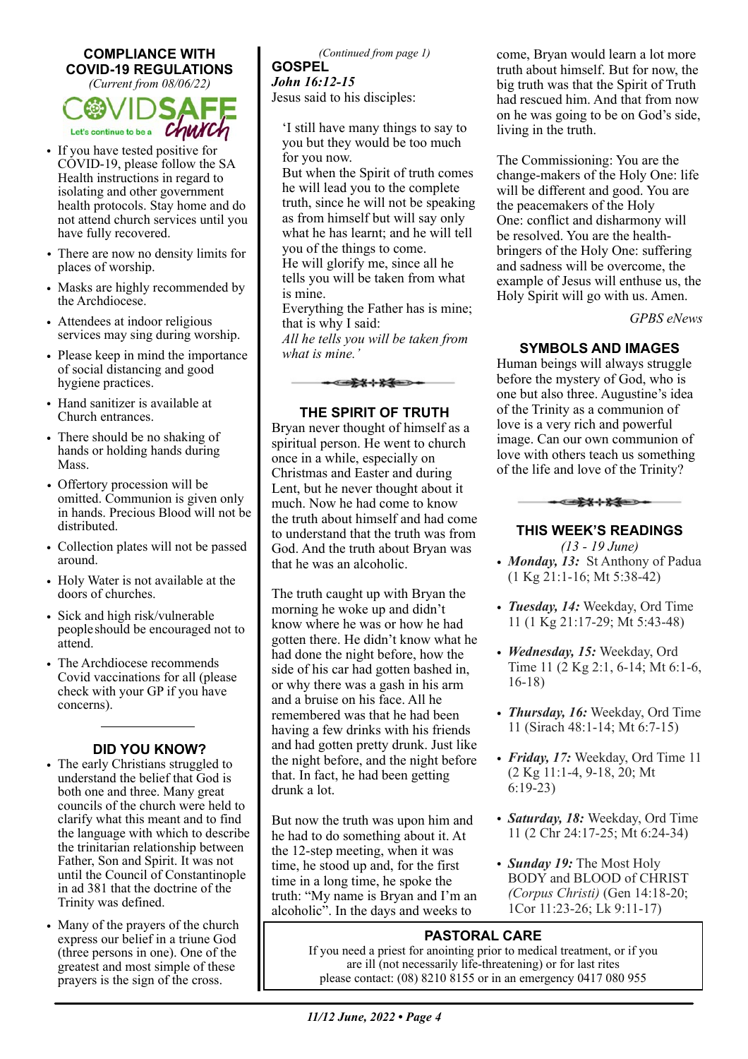## COMPLIANCE WITH COVID-19 REGULATIONS

*(Current from 08/06/22)*

COVIDSAFE church — Let's continue to be a

- If you have tested positive for COVID-19, please follow the SA Health instructions in regard to isolating and other government health protocols. Stay home and do not attend church services until you have fully recovered.
- There are now no density limits for places of worship.
- Masks are highly recommended by the Archdiocese.
- Attendees at indoor religious services may sing during worship.
- Please keep in mind the importance of social distancing and good hygiene practices.
- Hand sanitizer is available at Church entrances.
- There should be no shaking of hands or holding hands during Mass.
- Offertory procession will be omitted. Communion is given only in hands. Precious Blood will not be distributed.
- Collection plates will not be passed around.
- Holy Water is not available at the doors of churches.
- Sick and high risk/vulnerable people should be encouraged not to attend.
- The Archdiocese recommends Covid vaccinations for all (please check with your GP if you have concerns).

## DID YOU KNOW?

- The early Christians struggled to understand the belief that God is both one and three. Many great councils of the church were held to clarify what this meant and to find the language with which to describe the trinitarian relationship between Father, Son and Spirit. It was not until the Council of Constantinople in ad 381 that the doctrine of the Trinity was defined.
- Many of the prayers of the church express our belief in a triune God (three persons in one). One of the greatest and most simple of these prayers is the sign of the cross.

*(Continued from page 1)*

## GOSPEL

***John 16:12-15***

Jesus said to his disciples:

'I still have many things to say to you but they would be too much for you now.
But when the Spirit of truth comes he will lead you to the complete truth, since he will not be speaking as from himself but will say only what he has learnt; and he will tell you of the things to come.
He will glorify me, since all he tells you will be taken from what is mine.
Everything the Father has is mine; that is why I said:
*All he tells you will be taken from what is mine.'*

## THE SPIRIT OF TRUTH

Bryan never thought of himself as a spiritual person. He went to church once in a while, especially on Christmas and Easter and during Lent, but he never thought about it much. Now he had come to know the truth about himself and had come to understand that the truth was from God. And the truth about Bryan was that he was an alcoholic.

The truth caught up with Bryan the morning he woke up and didn't know where he was or how he had gotten there. He didn't know what he had done the night before, how the side of his car had gotten bashed in, or why there was a gash in his arm and a bruise on his face. All he remembered was that he had been having a few drinks with his friends and had gotten pretty drunk. Just like the night before, and the night before that. In fact, he had been getting drunk a lot.

But now the truth was upon him and he had to do something about it. At the 12-step meeting, when it was time, he stood up and, for the first time in a long time, he spoke the truth: "My name is Bryan and I'm an alcoholic". In the days and weeks to come, Bryan would learn a lot more truth about himself. But for now, the big truth was that the Spirit of Truth had rescued him. And that from now on he was going to be on God's side, living in the truth.

The Commissioning: You are the change-makers of the Holy One: life will be different and good. You are the peacemakers of the Holy One: conflict and disharmony will be resolved. You are the health-bringers of the Holy One: suffering and sadness will be overcome, the example of Jesus will enthuse us, the Holy Spirit will go with us. Amen.

*GPBS eNews*

## SYMBOLS AND IMAGES

Human beings will always struggle before the mystery of God, who is one but also three. Augustine's idea of the Trinity as a communion of love is a very rich and powerful image. Can our own communion of love with others teach us something of the life and love of the Trinity?

## THIS WEEK'S READINGS

*(13 - 19 June)*

- ***Monday, 13:*** St Anthony of Padua (1 Kg 21:1-16; Mt 5:38-42)
- ***Tuesday, 14:*** Weekday, Ord Time 11 (1 Kg 21:17-29; Mt 5:43-48)
- ***Wednesday, 15:*** Weekday, Ord Time 11 (2 Kg 2:1, 6-14; Mt 6:1-6, 16-18)
- ***Thursday, 16:*** Weekday, Ord Time 11 (Sirach 48:1-14; Mt 6:7-15)
- ***Friday, 17:*** Weekday, Ord Time 11 (2 Kg 11:1-4, 9-18, 20; Mt 6:19-23)
- ***Saturday, 18:*** Weekday, Ord Time 11 (2 Chr 24:17-25; Mt 6:24-34)
- ***Sunday 19:*** The Most Holy BODY and BLOOD of CHRIST *(Corpus Christi)* (Gen 14:18-20; 1Cor 11:23-26; Lk 9:11-17)

## PASTORAL CARE

If you need a priest for anointing prior to medical treatment, or if you are ill (not necessarily life-threatening) or for last rites please contact: (08) 8210 8155 or in an emergency 0417 080 955